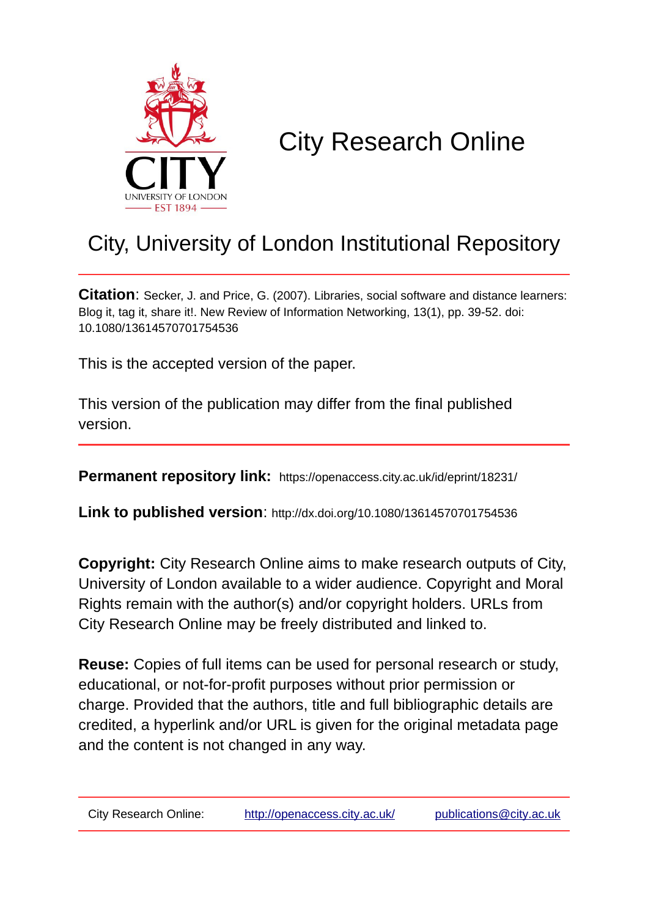# City Research Online

## City, University of London Institutional Repository

**Citation**: Secker, J. and Price, G. (2007). Libraries, social software and distance learners: Blog it, tag it, share it!. New Review of Information Networking, 13(1), pp. 39-52. doi: 10.1080/13614570701754536

This is the accepted version of the paper.

This version of the publication may differ from the final published version.

**Permanent repository link:** https://openaccess.city.ac.uk/id/eprint/18231/

**Link to published version**: http://dx.doi.org/10.1080/13614570701754536

**Copyright:** City Research Online aims to make research outputs of City, University of London available to a wider audience. Copyright and Moral Rights remain with the author(s) and/or copyright holders. URLs from City Research Online may be freely distributed and linked to.

**Reuse:** Copies of full items can be used for personal research or study, educational, or not-for-profit purposes without prior permission or charge. Provided that the authors, title and full bibliographic details are credited, a hyperlink and/or URL is given for the original metadata page and the content is not changed in any way.

City Research Online: http://openaccess.city.ac.uk/ publications@city.ac.uk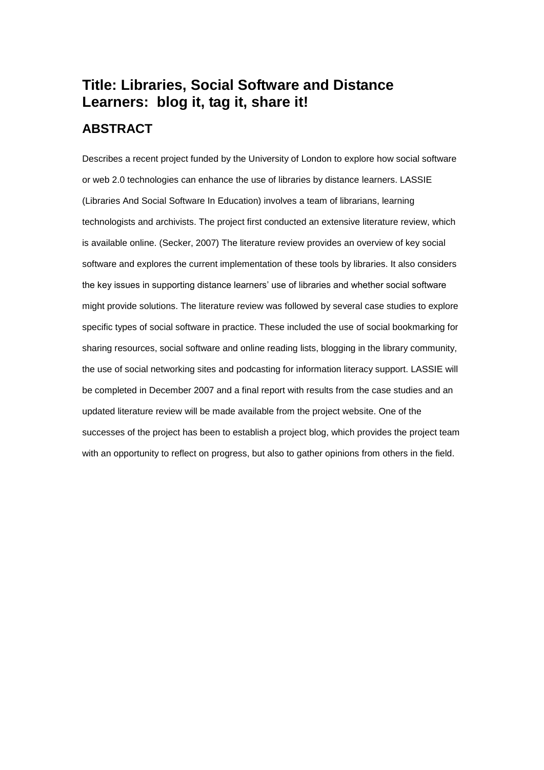# Title: Libraries, Social Software and Distance Learners: blog it, tag it, share it!

## ABSTRACT

Describes a recent project funded by the University of London to explore how social software or web 2.0 technologies can enhance the use of libraries by distance learners. LASSIE (Libraries And Social Software In Education) involves a team of librarians, learning technologists and archivists. The project first conducted an extensive literature review, which is available online. (Secker, 2007) The literature review provides an overview of key social software and explores the current implementation of these tools by libraries. It also considers the key issues in supporting distance learners' use of libraries and whether social software might provide solutions. The literature review was followed by several case studies to explore specific types of social software in practice. These included the use of social bookmarking for sharing resources, social software and online reading lists, blogging in the library community, the use of social networking sites and podcasting for information literacy support. LASSIE will be completed in December 2007 and a final report with results from the case studies and an updated literature review will be made available from the project website. One of the successes of the project has been to establish a project blog, which provides the project team with an opportunity to reflect on progress, but also to gather opinions from others in the field.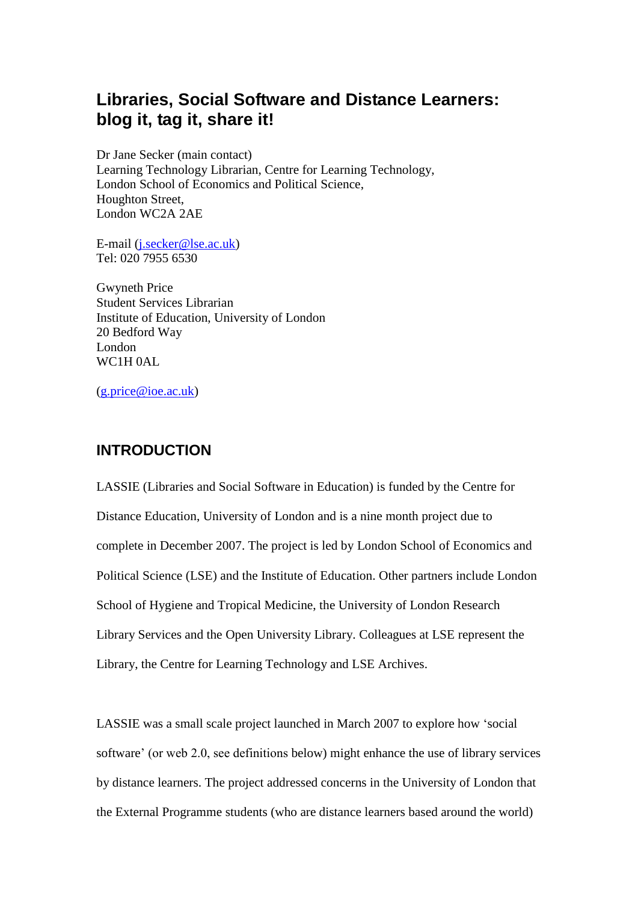# Libraries, Social Software and Distance Learners: blog it, tag it, share it!

Dr Jane Secker (main contact)
Learning Technology Librarian, Centre for Learning Technology,
London School of Economics and Political Science,
Houghton Street,
London WC2A 2AE

E-mail (j.secker@lse.ac.uk)
Tel: 020 7955 6530

Gwyneth Price
Student Services Librarian
Institute of Education, University of London
20 Bedford Way
London
WC1H 0AL

(g.price@ioe.ac.uk)

## INTRODUCTION

LASSIE (Libraries and Social Software in Education) is funded by the Centre for Distance Education, University of London and is a nine month project due to complete in December 2007. The project is led by London School of Economics and Political Science (LSE) and the Institute of Education. Other partners include London School of Hygiene and Tropical Medicine, the University of London Research Library Services and the Open University Library. Colleagues at LSE represent the Library, the Centre for Learning Technology and LSE Archives.

LASSIE was a small scale project launched in March 2007 to explore how 'social software' (or web 2.0, see definitions below) might enhance the use of library services by distance learners. The project addressed concerns in the University of London that the External Programme students (who are distance learners based around the world)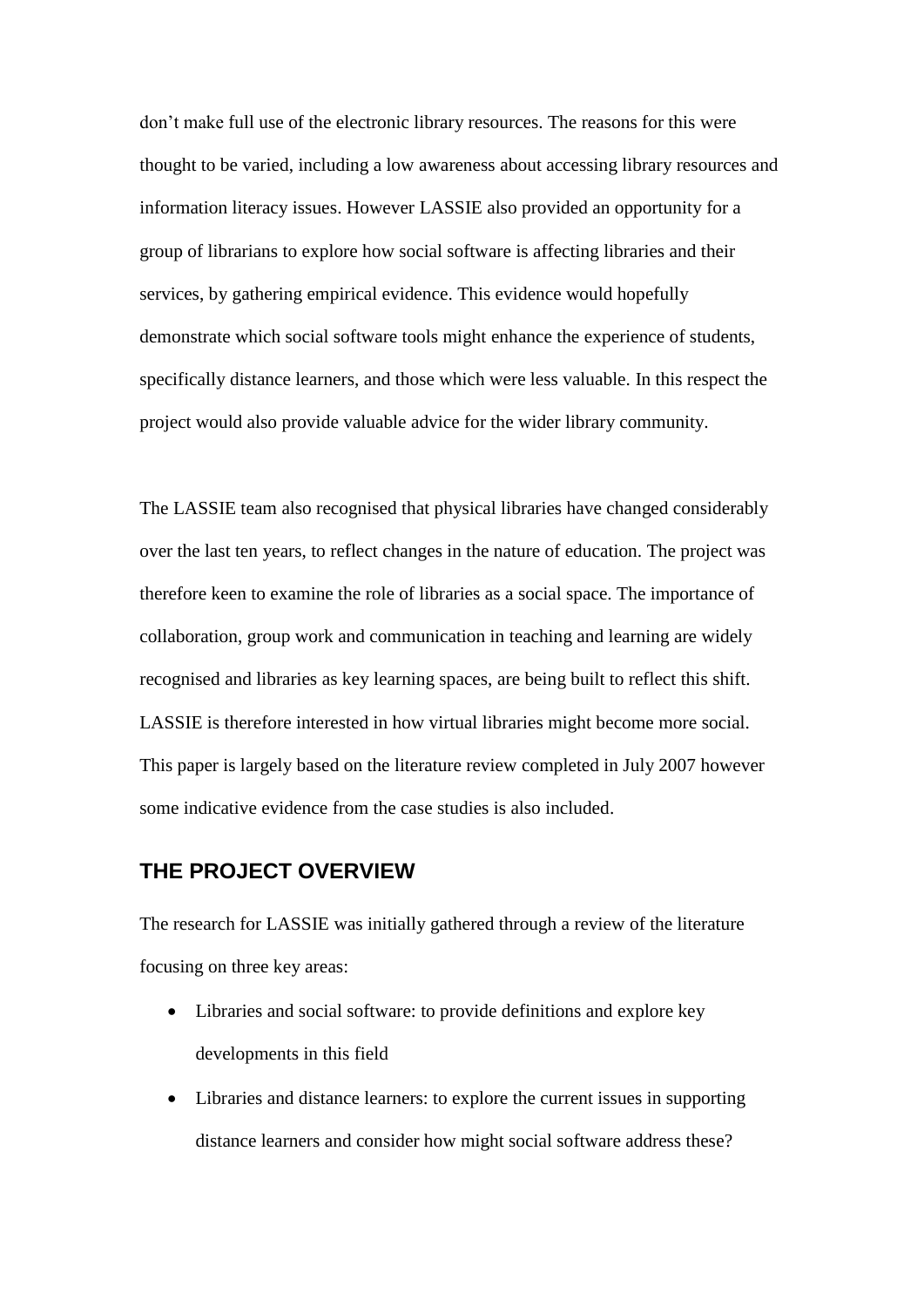don't make full use of the electronic library resources. The reasons for this were thought to be varied, including a low awareness about accessing library resources and information literacy issues. However LASSIE also provided an opportunity for a group of librarians to explore how social software is affecting libraries and their services, by gathering empirical evidence. This evidence would hopefully demonstrate which social software tools might enhance the experience of students, specifically distance learners, and those which were less valuable. In this respect the project would also provide valuable advice for the wider library community.

The LASSIE team also recognised that physical libraries have changed considerably over the last ten years, to reflect changes in the nature of education. The project was therefore keen to examine the role of libraries as a social space. The importance of collaboration, group work and communication in teaching and learning are widely recognised and libraries as key learning spaces, are being built to reflect this shift. LASSIE is therefore interested in how virtual libraries might become more social. This paper is largely based on the literature review completed in July 2007 however some indicative evidence from the case studies is also included.

## THE PROJECT OVERVIEW

The research for LASSIE was initially gathered through a review of the literature focusing on three key areas:

- Libraries and social software: to provide definitions and explore key developments in this field
- Libraries and distance learners: to explore the current issues in supporting distance learners and consider how might social software address these?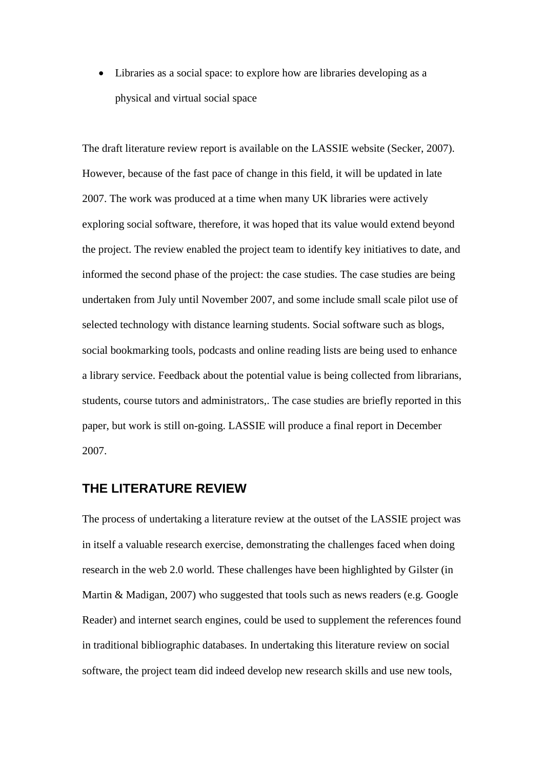- Libraries as a social space: to explore how are libraries developing as a physical and virtual social space

The draft literature review report is available on the LASSIE website (Secker, 2007). However, because of the fast pace of change in this field, it will be updated in late 2007. The work was produced at a time when many UK libraries were actively exploring social software, therefore, it was hoped that its value would extend beyond the project. The review enabled the project team to identify key initiatives to date, and informed the second phase of the project: the case studies. The case studies are being undertaken from July until November 2007, and some include small scale pilot use of selected technology with distance learning students. Social software such as blogs, social bookmarking tools, podcasts and online reading lists are being used to enhance a library service. Feedback about the potential value is being collected from librarians, students, course tutors and administrators,. The case studies are briefly reported in this paper, but work is still on-going. LASSIE will produce a final report in December 2007.

## THE LITERATURE REVIEW

The process of undertaking a literature review at the outset of the LASSIE project was in itself a valuable research exercise, demonstrating the challenges faced when doing research in the web 2.0 world. These challenges have been highlighted by Gilster (in Martin & Madigan, 2007) who suggested that tools such as news readers (e.g. Google Reader) and internet search engines, could be used to supplement the references found in traditional bibliographic databases. In undertaking this literature review on social software, the project team did indeed develop new research skills and use new tools,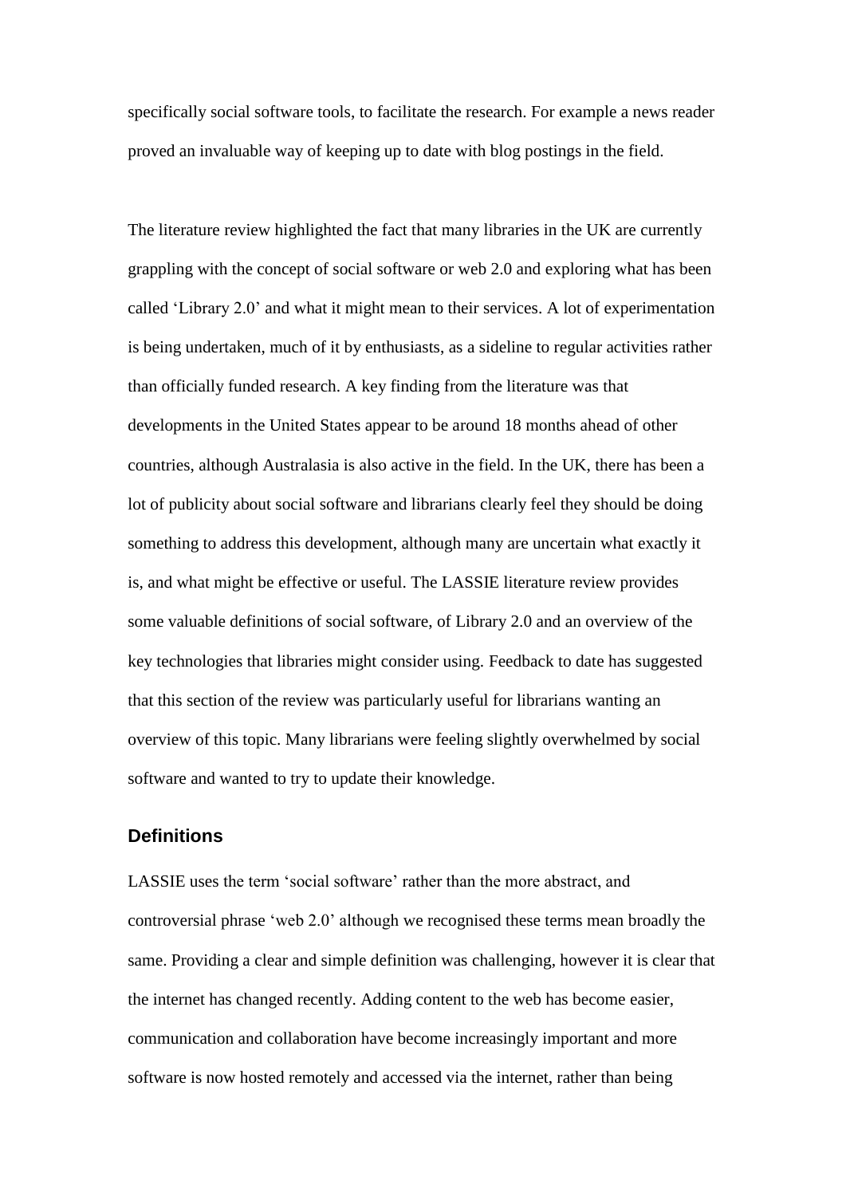specifically social software tools, to facilitate the research. For example a news reader proved an invaluable way of keeping up to date with blog postings in the field.

The literature review highlighted the fact that many libraries in the UK are currently grappling with the concept of social software or web 2.0 and exploring what has been called 'Library 2.0' and what it might mean to their services. A lot of experimentation is being undertaken, much of it by enthusiasts, as a sideline to regular activities rather than officially funded research. A key finding from the literature was that developments in the United States appear to be around 18 months ahead of other countries, although Australasia is also active in the field. In the UK, there has been a lot of publicity about social software and librarians clearly feel they should be doing something to address this development, although many are uncertain what exactly it is, and what might be effective or useful. The LASSIE literature review provides some valuable definitions of social software, of Library 2.0 and an overview of the key technologies that libraries might consider using. Feedback to date has suggested that this section of the review was particularly useful for librarians wanting an overview of this topic. Many librarians were feeling slightly overwhelmed by social software and wanted to try to update their knowledge.

## Definitions

LASSIE uses the term 'social software' rather than the more abstract, and controversial phrase 'web 2.0' although we recognised these terms mean broadly the same. Providing a clear and simple definition was challenging, however it is clear that the internet has changed recently. Adding content to the web has become easier, communication and collaboration have become increasingly important and more software is now hosted remotely and accessed via the internet, rather than being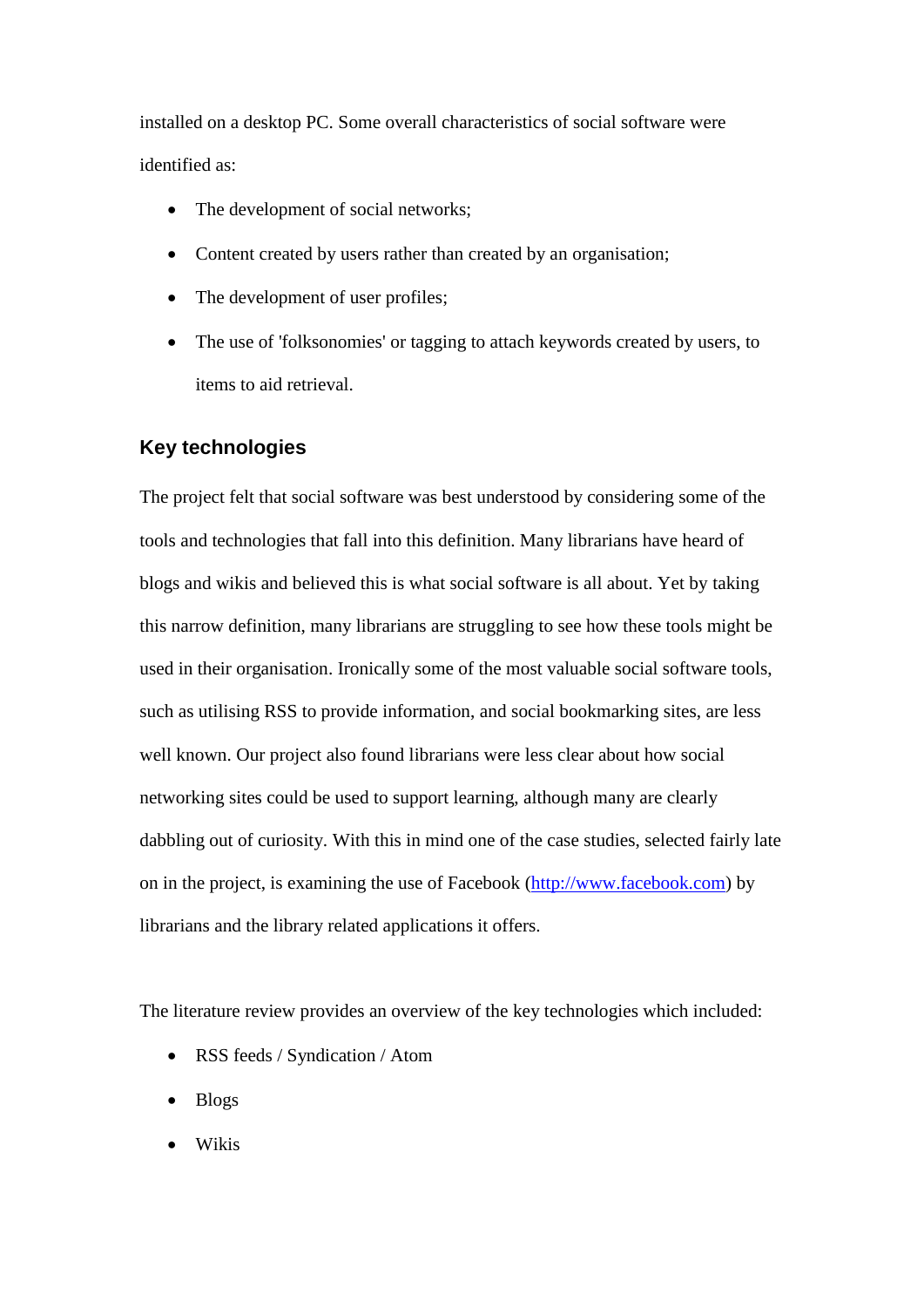installed on a desktop PC. Some overall characteristics of social software were identified as:

- The development of social networks;
- Content created by users rather than created by an organisation;
- The development of user profiles;
- The use of 'folksonomies' or tagging to attach keywords created by users, to items to aid retrieval.

## Key technologies

The project felt that social software was best understood by considering some of the tools and technologies that fall into this definition. Many librarians have heard of blogs and wikis and believed this is what social software is all about. Yet by taking this narrow definition, many librarians are struggling to see how these tools might be used in their organisation. Ironically some of the most valuable social software tools, such as utilising RSS to provide information, and social bookmarking sites, are less well known. Our project also found librarians were less clear about how social networking sites could be used to support learning, although many are clearly dabbling out of curiosity. With this in mind one of the case studies, selected fairly late on in the project, is examining the use of Facebook (http://www.facebook.com) by librarians and the library related applications it offers.

The literature review provides an overview of the key technologies which included:

- RSS feeds / Syndication / Atom
- Blogs
- Wikis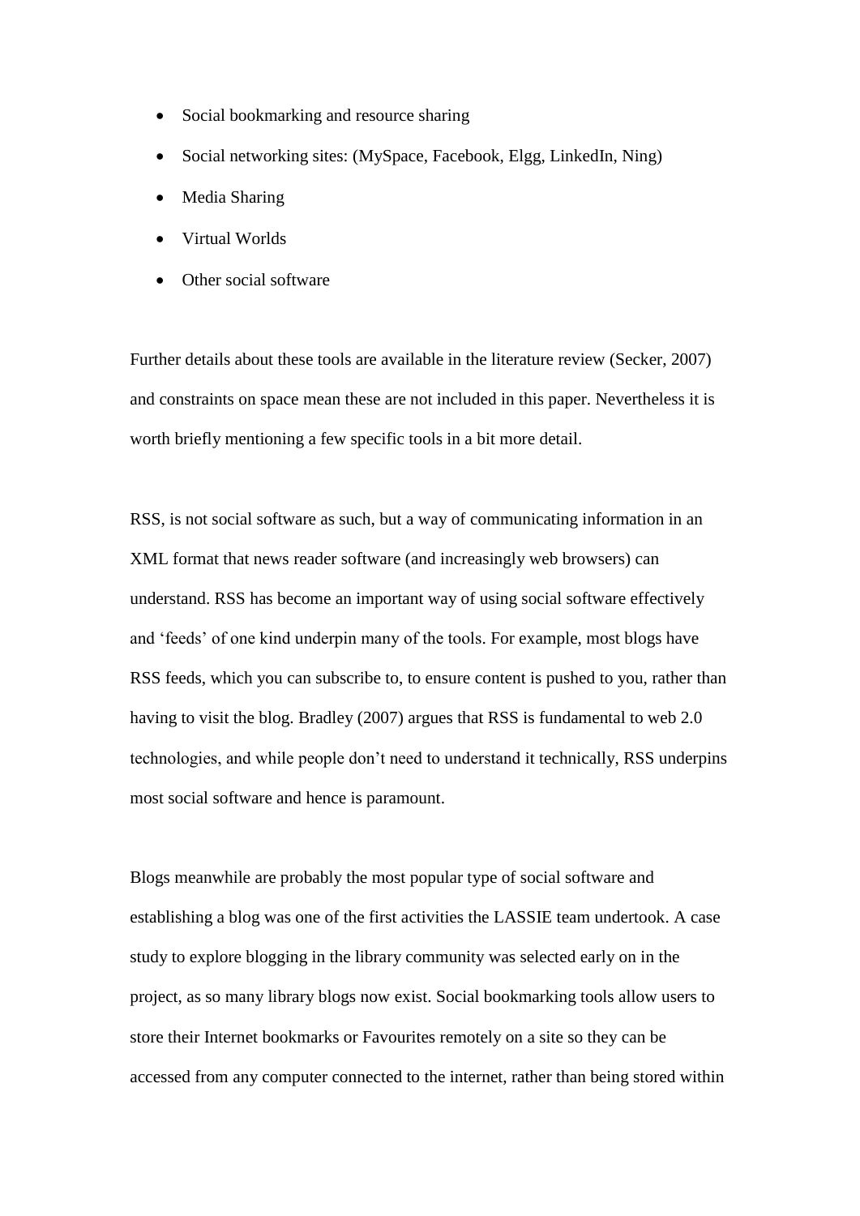- Social bookmarking and resource sharing
- Social networking sites: (MySpace, Facebook, Elgg, LinkedIn, Ning)
- Media Sharing
- Virtual Worlds
- Other social software

Further details about these tools are available in the literature review (Secker, 2007) and constraints on space mean these are not included in this paper. Nevertheless it is worth briefly mentioning a few specific tools in a bit more detail.

RSS, is not social software as such, but a way of communicating information in an XML format that news reader software (and increasingly web browsers) can understand. RSS has become an important way of using social software effectively and 'feeds' of one kind underpin many of the tools. For example, most blogs have RSS feeds, which you can subscribe to, to ensure content is pushed to you, rather than having to visit the blog. Bradley (2007) argues that RSS is fundamental to web 2.0 technologies, and while people don't need to understand it technically, RSS underpins most social software and hence is paramount.

Blogs meanwhile are probably the most popular type of social software and establishing a blog was one of the first activities the LASSIE team undertook. A case study to explore blogging in the library community was selected early on in the project, as so many library blogs now exist. Social bookmarking tools allow users to store their Internet bookmarks or Favourites remotely on a site so they can be accessed from any computer connected to the internet, rather than being stored within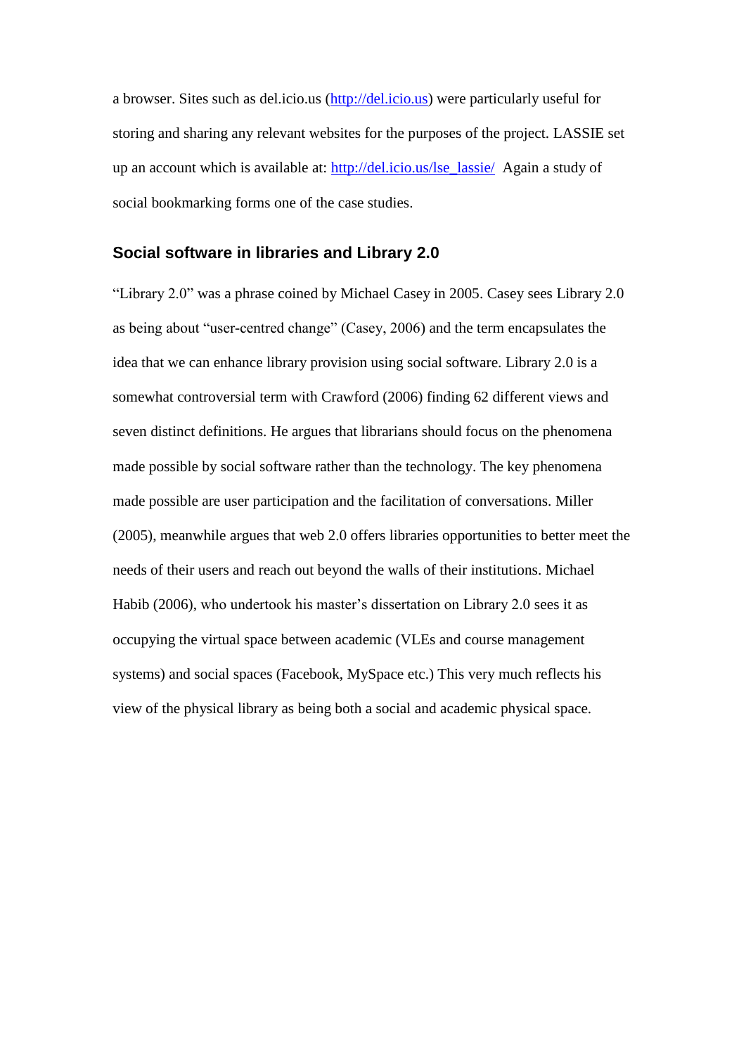a browser. Sites such as del.icio.us (http://del.icio.us) were particularly useful for storing and sharing any relevant websites for the purposes of the project. LASSIE set up an account which is available at: http://del.icio.us/lse_lassie/ Again a study of social bookmarking forms one of the case studies.

### Social software in libraries and Library 2.0

"Library 2.0" was a phrase coined by Michael Casey in 2005. Casey sees Library 2.0 as being about "user-centred change" (Casey, 2006) and the term encapsulates the idea that we can enhance library provision using social software. Library 2.0 is a somewhat controversial term with Crawford (2006) finding 62 different views and seven distinct definitions. He argues that librarians should focus on the phenomena made possible by social software rather than the technology. The key phenomena made possible are user participation and the facilitation of conversations. Miller (2005), meanwhile argues that web 2.0 offers libraries opportunities to better meet the needs of their users and reach out beyond the walls of their institutions. Michael Habib (2006), who undertook his master's dissertation on Library 2.0 sees it as occupying the virtual space between academic (VLEs and course management systems) and social spaces (Facebook, MySpace etc.) This very much reflects his view of the physical library as being both a social and academic physical space.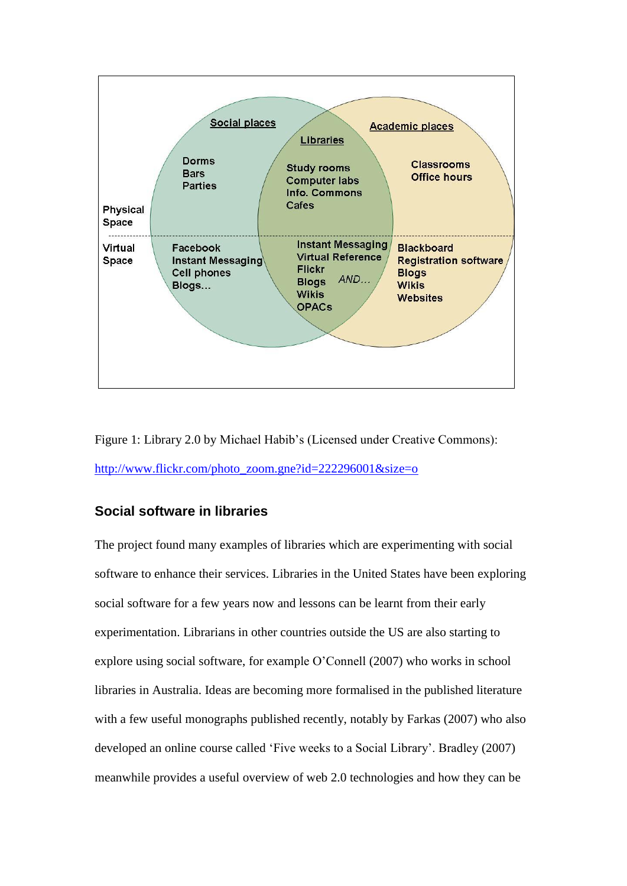Figure 1: Library 2.0 by Michael Habib's (Licensed under Creative Commons): http://www.flickr.com/photo_zoom.gne?id=222296001&size=o

### Social software in libraries

The project found many examples of libraries which are experimenting with social software to enhance their services. Libraries in the United States have been exploring social software for a few years now and lessons can be learnt from their early experimentation. Librarians in other countries outside the US are also starting to explore using social software, for example O'Connell (2007) who works in school libraries in Australia. Ideas are becoming more formalised in the published literature with a few useful monographs published recently, notably by Farkas (2007) who also developed an online course called 'Five weeks to a Social Library'. Bradley (2007) meanwhile provides a useful overview of web 2.0 technologies and how they can be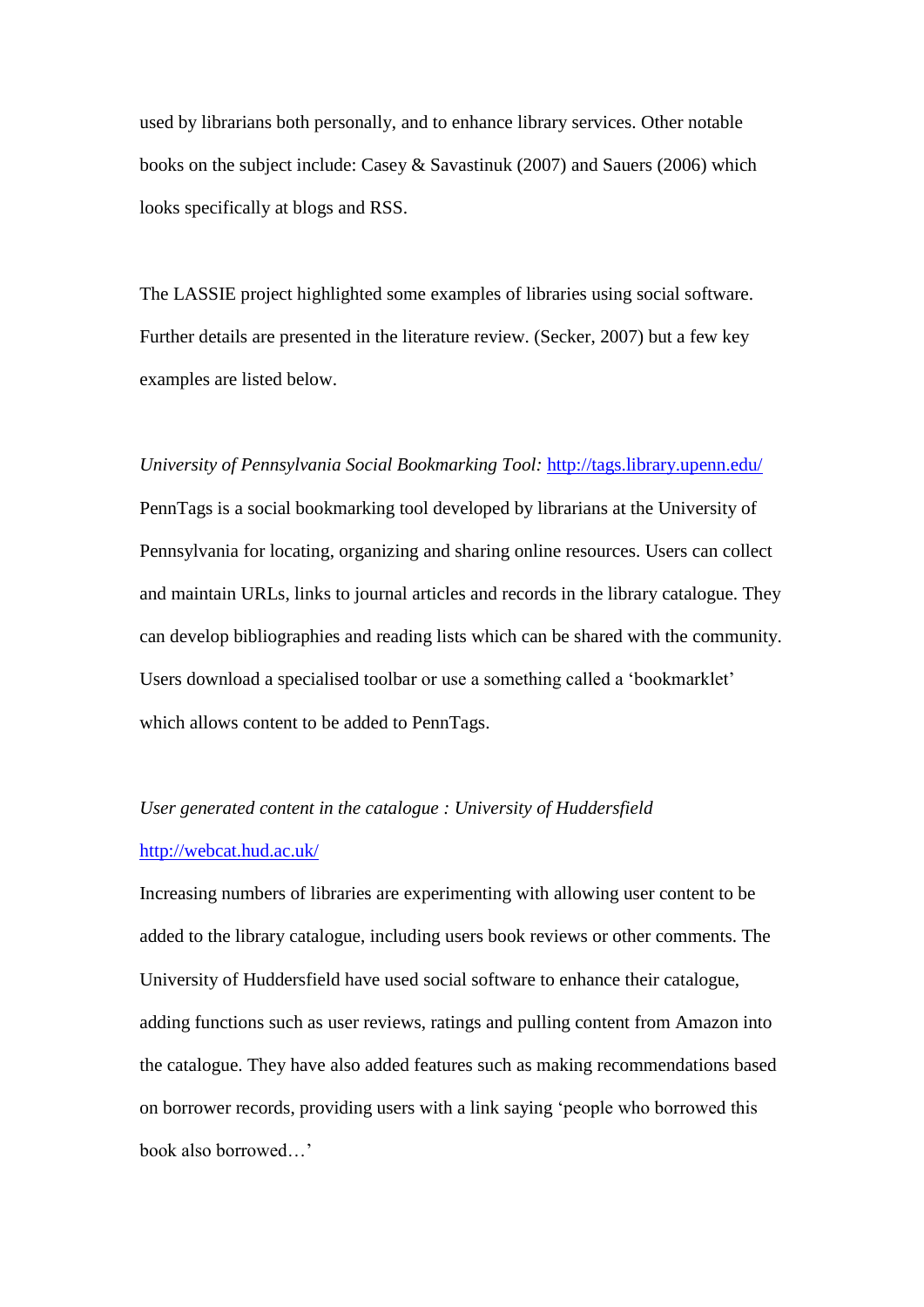used by librarians both personally, and to enhance library services. Other notable books on the subject include: Casey & Savastinuk (2007) and Sauers (2006) which looks specifically at blogs and RSS.

The LASSIE project highlighted some examples of libraries using social software. Further details are presented in the literature review. (Secker, 2007) but a few key examples are listed below.

*University of Pennsylvania Social Bookmarking Tool:* http://tags.library.upenn.edu/
PennTags is a social bookmarking tool developed by librarians at the University of Pennsylvania for locating, organizing and sharing online resources. Users can collect and maintain URLs, links to journal articles and records in the library catalogue. They can develop bibliographies and reading lists which can be shared with the community. Users download a specialised toolbar or use a something called a 'bookmarklet' which allows content to be added to PennTags.

*User generated content in the catalogue : University of Huddersfield*
http://webcat.hud.ac.uk/
Increasing numbers of libraries are experimenting with allowing user content to be added to the library catalogue, including users book reviews or other comments. The University of Huddersfield have used social software to enhance their catalogue, adding functions such as user reviews, ratings and pulling content from Amazon into the catalogue. They have also added features such as making recommendations based on borrower records, providing users with a link saying 'people who borrowed this book also borrowed…'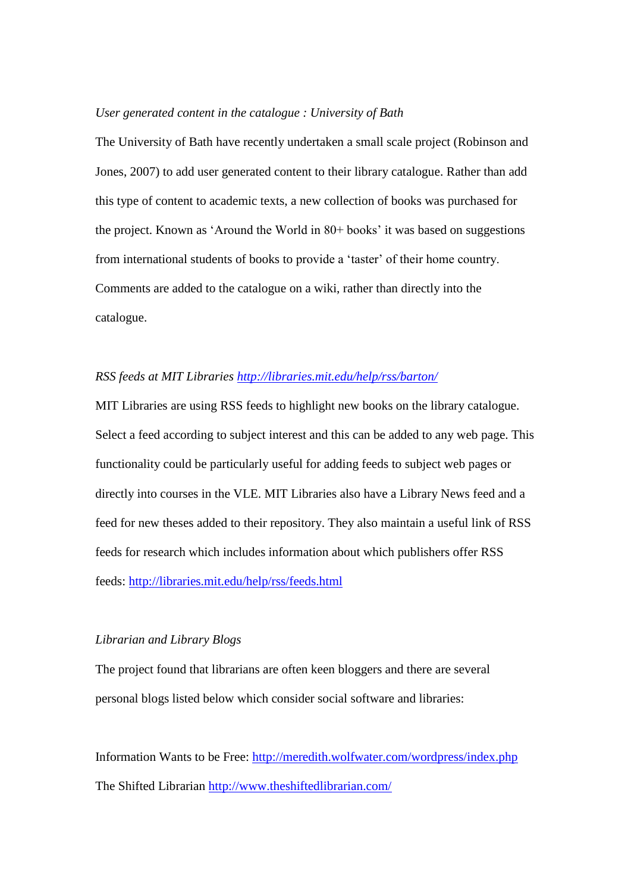*User generated content in the catalogue : University of Bath*

The University of Bath have recently undertaken a small scale project (Robinson and Jones, 2007) to add user generated content to their library catalogue. Rather than add this type of content to academic texts, a new collection of books was purchased for the project. Known as 'Around the World in 80+ books' it was based on suggestions from international students of books to provide a 'taster' of their home country. Comments are added to the catalogue on a wiki, rather than directly into the catalogue.

*RSS feeds at MIT Libraries* [http://libraries.mit.edu/help/rss/barton/](http://libraries.mit.edu/help/rss/barton/)

MIT Libraries are using RSS feeds to highlight new books on the library catalogue. Select a feed according to subject interest and this can be added to any web page. This functionality could be particularly useful for adding feeds to subject web pages or directly into courses in the VLE. MIT Libraries also have a Library News feed and a feed for new theses added to their repository. They also maintain a useful link of RSS feeds for research which includes information about which publishers offer RSS feeds: [http://libraries.mit.edu/help/rss/feeds.html](http://libraries.mit.edu/help/rss/feeds.html)

*Librarian and Library Blogs*

The project found that librarians are often keen bloggers and there are several personal blogs listed below which consider social software and libraries:

Information Wants to be Free: [http://meredith.wolfwater.com/wordpress/index.php](http://meredith.wolfwater.com/wordpress/index.php)

The Shifted Librarian [http://www.theshiftedlibrarian.com/](http://www.theshiftedlibrarian.com/)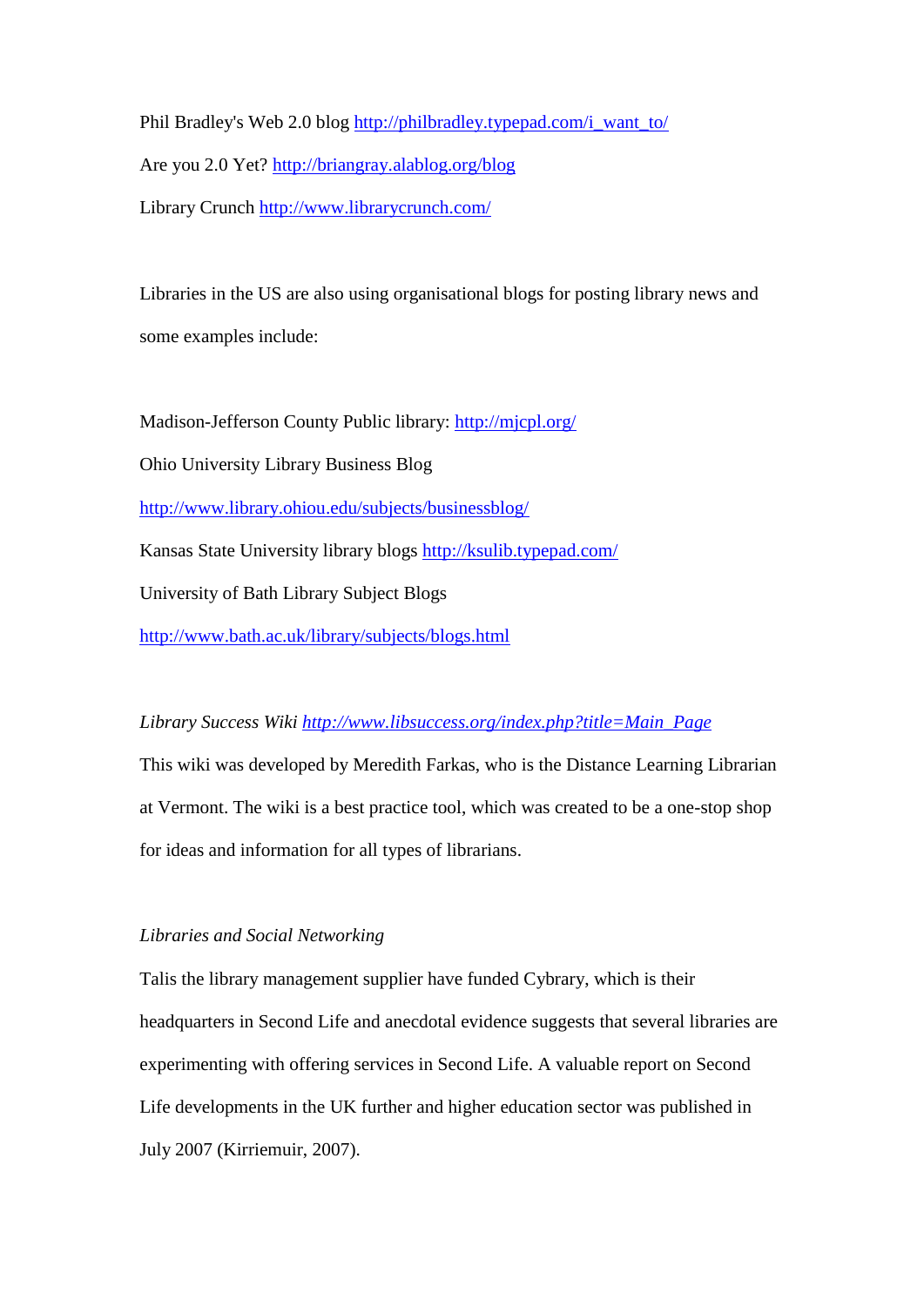Phil Bradley's Web 2.0 blog http://philbradley.typepad.com/i_want_to/

Are you 2.0 Yet? http://briangray.alablog.org/blog

Library Crunch http://www.librarycrunch.com/

Libraries in the US are also using organisational blogs for posting library news and some examples include:

Madison-Jefferson County Public library: http://mjcpl.org/

Ohio University Library Business Blog

http://www.library.ohiou.edu/subjects/businessblog/

Kansas State University library blogs http://ksulib.typepad.com/

University of Bath Library Subject Blogs

http://www.bath.ac.uk/library/subjects/blogs.html

*Library Success Wiki http://www.libsuccess.org/index.php?title=Main_Page*

This wiki was developed by Meredith Farkas, who is the Distance Learning Librarian at Vermont. The wiki is a best practice tool, which was created to be a one-stop shop for ideas and information for all types of librarians.

*Libraries and Social Networking*

Talis the library management supplier have funded Cybrary, which is their headquarters in Second Life and anecdotal evidence suggests that several libraries are experimenting with offering services in Second Life. A valuable report on Second Life developments in the UK further and higher education sector was published in July 2007 (Kirriemuir, 2007).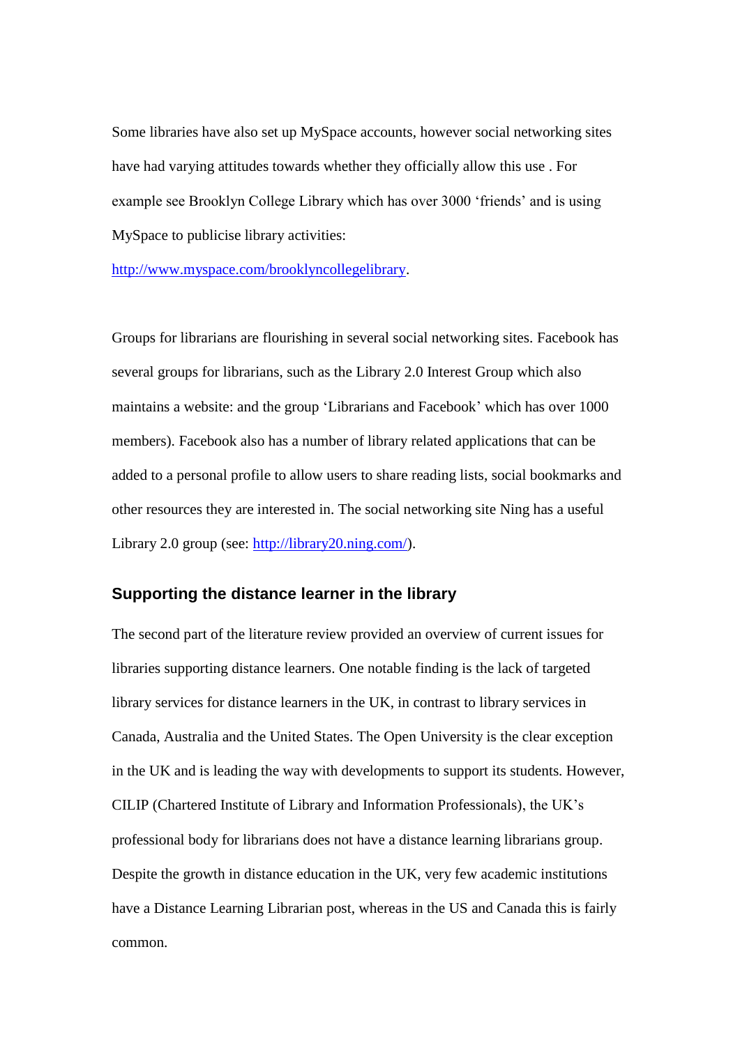Some libraries have also set up MySpace accounts, however social networking sites have had varying attitudes towards whether they officially allow this use . For example see Brooklyn College Library which has over 3000 'friends' and is using MySpace to publicise library activities: [http://www.myspace.com/brooklyncollegelibrary](http://www.myspace.com/brooklyncollegelibrary).

Groups for librarians are flourishing in several social networking sites. Facebook has several groups for librarians, such as the Library 2.0 Interest Group which also maintains a website: and the group 'Librarians and Facebook' which has over 1000 members). Facebook also has a number of library related applications that can be added to a personal profile to allow users to share reading lists, social bookmarks and other resources they are interested in. The social networking site Ning has a useful Library 2.0 group (see: [http://library20.ning.com/](http://library20.ning.com/)).

## Supporting the distance learner in the library

The second part of the literature review provided an overview of current issues for libraries supporting distance learners. One notable finding is the lack of targeted library services for distance learners in the UK, in contrast to library services in Canada, Australia and the United States. The Open University is the clear exception in the UK and is leading the way with developments to support its students. However, CILIP (Chartered Institute of Library and Information Professionals), the UK's professional body for librarians does not have a distance learning librarians group. Despite the growth in distance education in the UK, very few academic institutions have a Distance Learning Librarian post, whereas in the US and Canada this is fairly common.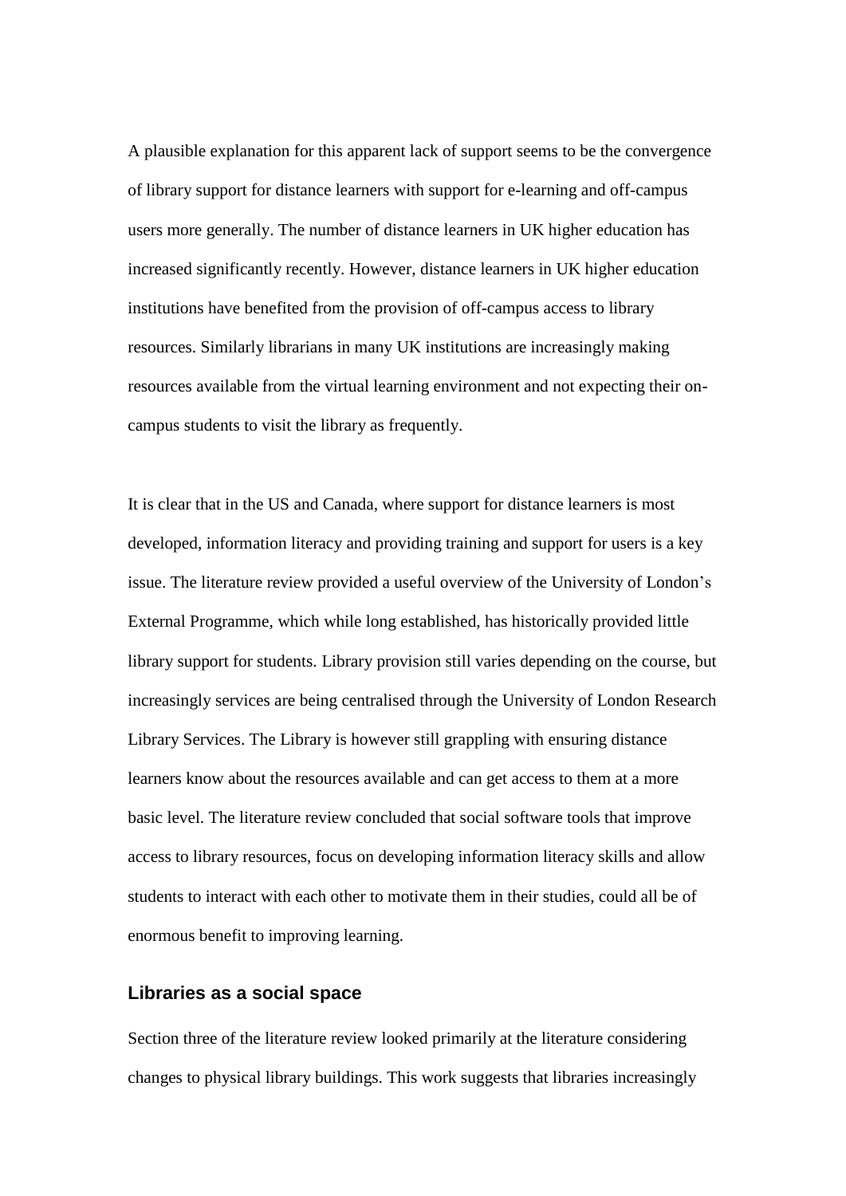A plausible explanation for this apparent lack of support seems to be the convergence of library support for distance learners with support for e-learning and off-campus users more generally. The number of distance learners in UK higher education has increased significantly recently. However, distance learners in UK higher education institutions have benefited from the provision of off-campus access to library resources. Similarly librarians in many UK institutions are increasingly making resources available from the virtual learning environment and not expecting their on-campus students to visit the library as frequently.

It is clear that in the US and Canada, where support for distance learners is most developed, information literacy and providing training and support for users is a key issue. The literature review provided a useful overview of the University of London's External Programme, which while long established, has historically provided little library support for students. Library provision still varies depending on the course, but increasingly services are being centralised through the University of London Research Library Services. The Library is however still grappling with ensuring distance learners know about the resources available and can get access to them at a more basic level. The literature review concluded that social software tools that improve access to library resources, focus on developing information literacy skills and allow students to interact with each other to motivate them in their studies, could all be of enormous benefit to improving learning.

### Libraries as a social space

Section three of the literature review looked primarily at the literature considering changes to physical library buildings. This work suggests that libraries increasingly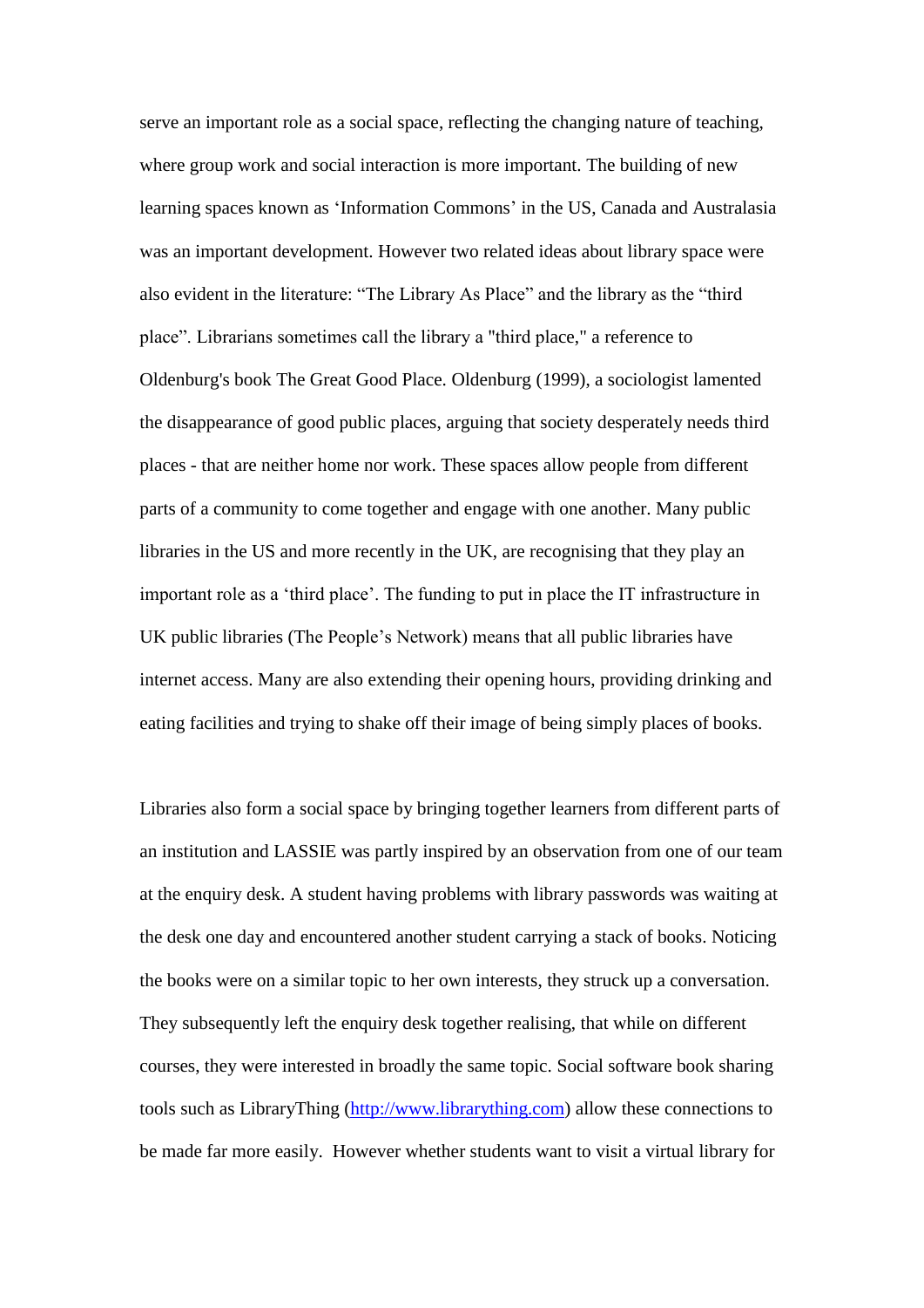serve an important role as a social space, reflecting the changing nature of teaching, where group work and social interaction is more important. The building of new learning spaces known as ‘Information Commons’ in the US, Canada and Australasia was an important development. However two related ideas about library space were also evident in the literature: “The Library As Place” and the library as the “third place”. Librarians sometimes call the library a "third place," a reference to Oldenburg's book The Great Good Place. Oldenburg (1999), a sociologist lamented the disappearance of good public places, arguing that society desperately needs third places - that are neither home nor work. These spaces allow people from different parts of a community to come together and engage with one another. Many public libraries in the US and more recently in the UK, are recognising that they play an important role as a ‘third place’. The funding to put in place the IT infrastructure in UK public libraries (The People’s Network) means that all public libraries have internet access. Many are also extending their opening hours, providing drinking and eating facilities and trying to shake off their image of being simply places of books.

Libraries also form a social space by bringing together learners from different parts of an institution and LASSIE was partly inspired by an observation from one of our team at the enquiry desk. A student having problems with library passwords was waiting at the desk one day and encountered another student carrying a stack of books. Noticing the books were on a similar topic to her own interests, they struck up a conversation. They subsequently left the enquiry desk together realising, that while on different courses, they were interested in broadly the same topic. Social software book sharing tools such as LibraryThing (http://www.librarything.com) allow these connections to be made far more easily.  However whether students want to visit a virtual library for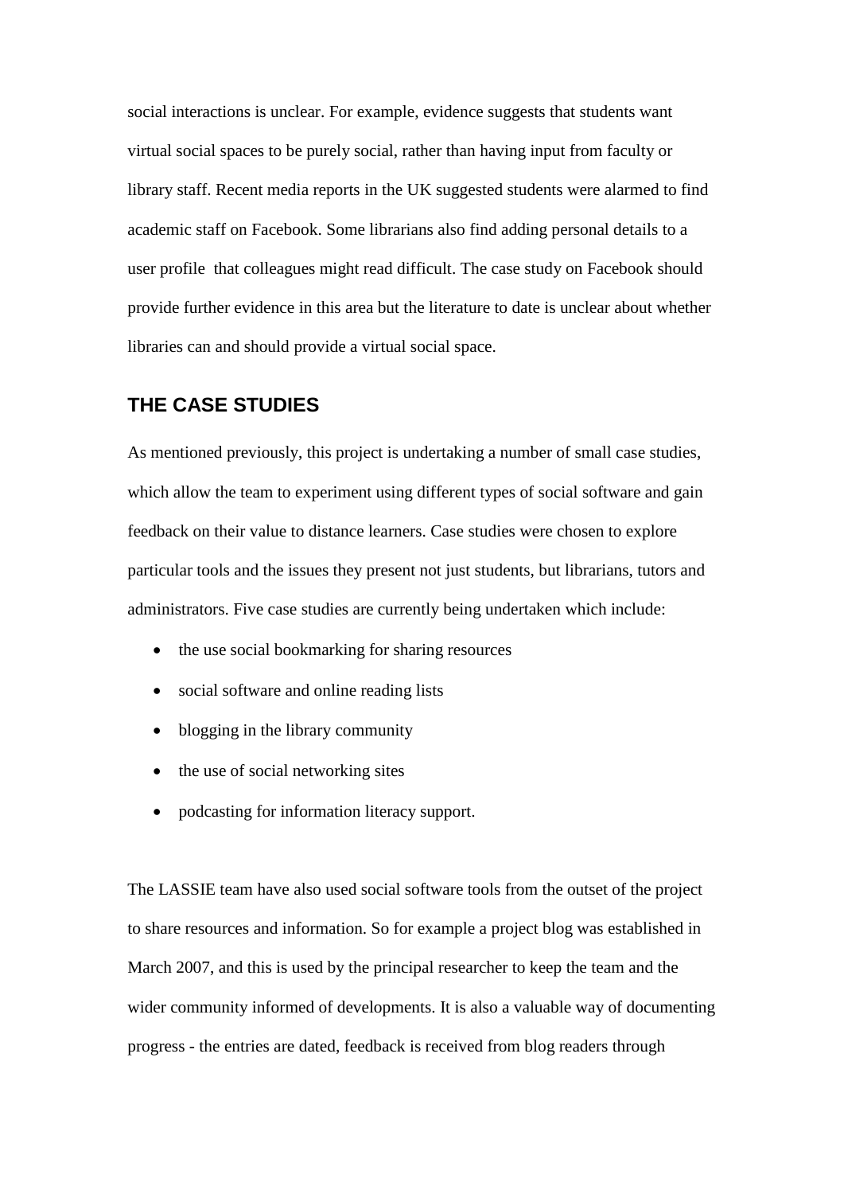social interactions is unclear. For example, evidence suggests that students want virtual social spaces to be purely social, rather than having input from faculty or library staff. Recent media reports in the UK suggested students were alarmed to find academic staff on Facebook. Some librarians also find adding personal details to a user profile  that colleagues might read difficult. The case study on Facebook should provide further evidence in this area but the literature to date is unclear about whether libraries can and should provide a virtual social space.

## THE CASE STUDIES

As mentioned previously, this project is undertaking a number of small case studies, which allow the team to experiment using different types of social software and gain feedback on their value to distance learners. Case studies were chosen to explore particular tools and the issues they present not just students, but librarians, tutors and administrators. Five case studies are currently being undertaken which include:

- the use social bookmarking for sharing resources
- social software and online reading lists
- blogging in the library community
- the use of social networking sites
- podcasting for information literacy support.

The LASSIE team have also used social software tools from the outset of the project to share resources and information. So for example a project blog was established in March 2007, and this is used by the principal researcher to keep the team and the wider community informed of developments. It is also a valuable way of documenting progress - the entries are dated, feedback is received from blog readers through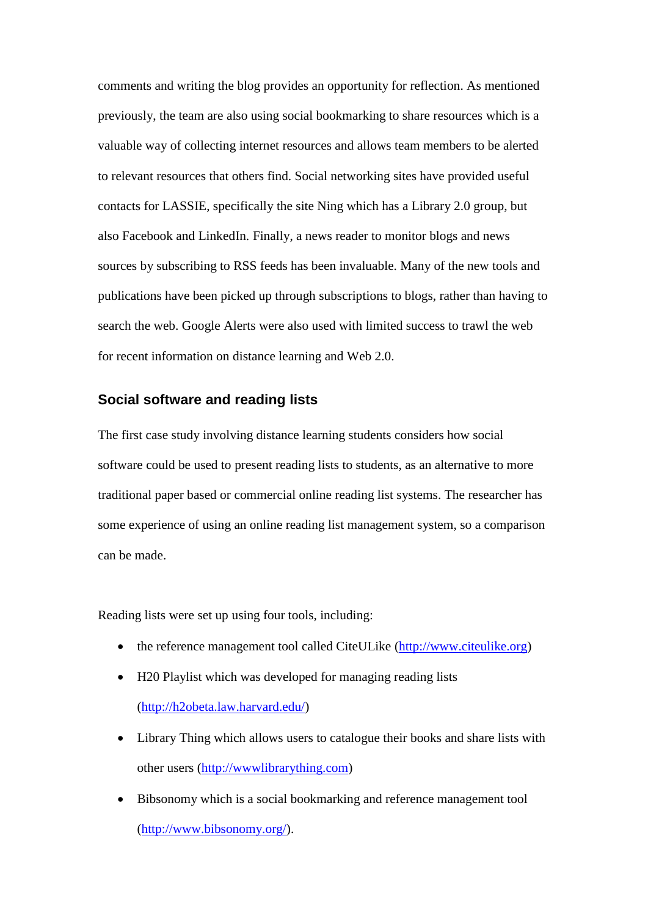comments and writing the blog provides an opportunity for reflection. As mentioned previously, the team are also using social bookmarking to share resources which is a valuable way of collecting internet resources and allows team members to be alerted to relevant resources that others find. Social networking sites have provided useful contacts for LASSIE, specifically the site Ning which has a Library 2.0 group, but also Facebook and LinkedIn. Finally, a news reader to monitor blogs and news sources by subscribing to RSS feeds has been invaluable. Many of the new tools and publications have been picked up through subscriptions to blogs, rather than having to search the web. Google Alerts were also used with limited success to trawl the web for recent information on distance learning and Web 2.0.

### Social software and reading lists

The first case study involving distance learning students considers how social software could be used to present reading lists to students, as an alternative to more traditional paper based or commercial online reading list systems. The researcher has some experience of using an online reading list management system, so a comparison can be made.

Reading lists were set up using four tools, including:

- the reference management tool called CiteULike (http://www.citeulike.org)
- H20 Playlist which was developed for managing reading lists (http://h2obeta.law.harvard.edu/)
- Library Thing which allows users to catalogue their books and share lists with other users (http://wwwlibrarything.com)
- Bibsonomy which is a social bookmarking and reference management tool (http://www.bibsonomy.org/).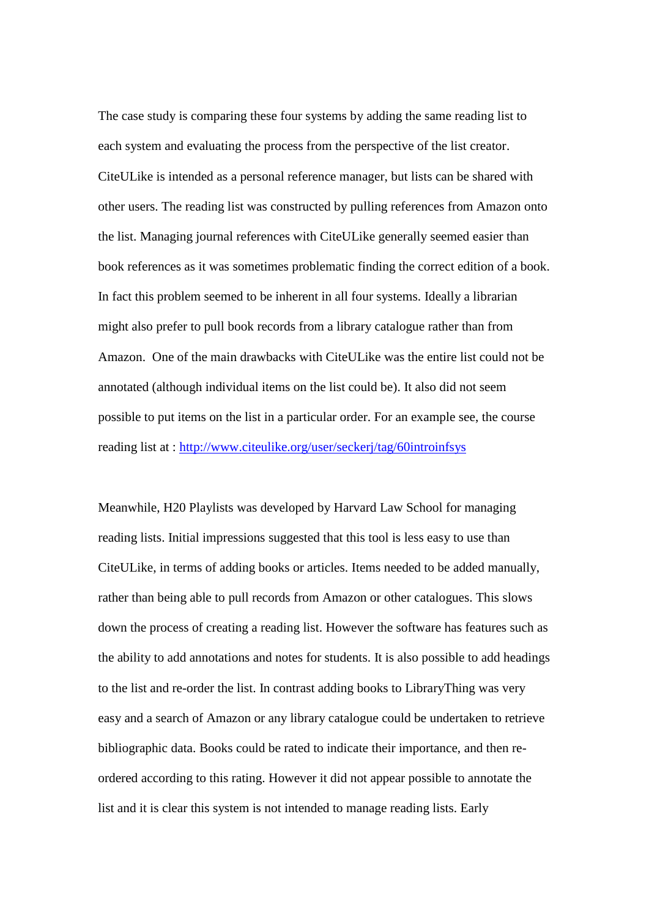The case study is comparing these four systems by adding the same reading list to each system and evaluating the process from the perspective of the list creator. CiteULike is intended as a personal reference manager, but lists can be shared with other users. The reading list was constructed by pulling references from Amazon onto the list. Managing journal references with CiteULike generally seemed easier than book references as it was sometimes problematic finding the correct edition of a book. In fact this problem seemed to be inherent in all four systems. Ideally a librarian might also prefer to pull book records from a library catalogue rather than from Amazon. One of the main drawbacks with CiteULike was the entire list could not be annotated (although individual items on the list could be). It also did not seem possible to put items on the list in a particular order. For an example see, the course reading list at : http://www.citeulike.org/user/seckerj/tag/60introinfsys

Meanwhile, H20 Playlists was developed by Harvard Law School for managing reading lists. Initial impressions suggested that this tool is less easy to use than CiteULike, in terms of adding books or articles. Items needed to be added manually, rather than being able to pull records from Amazon or other catalogues. This slows down the process of creating a reading list. However the software has features such as the ability to add annotations and notes for students. It is also possible to add headings to the list and re-order the list. In contrast adding books to LibraryThing was very easy and a search of Amazon or any library catalogue could be undertaken to retrieve bibliographic data. Books could be rated to indicate their importance, and then re-ordered according to this rating. However it did not appear possible to annotate the list and it is clear this system is not intended to manage reading lists. Early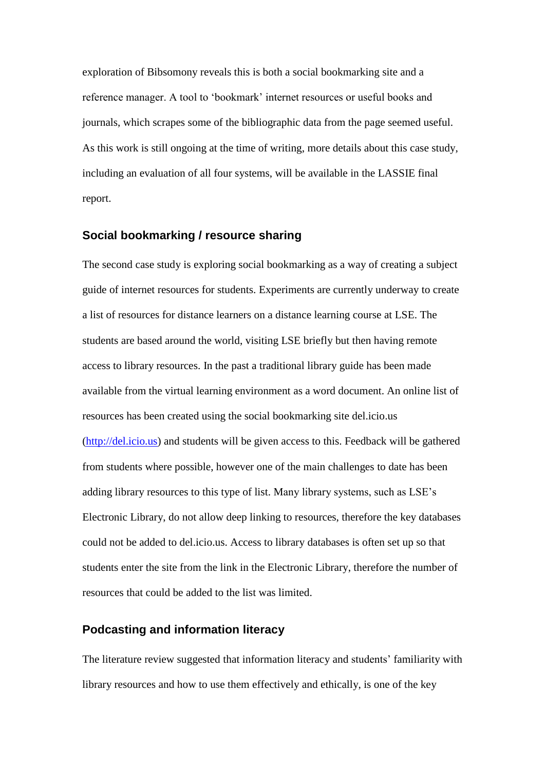exploration of Bibsomony reveals this is both a social bookmarking site and a reference manager. A tool to 'bookmark' internet resources or useful books and journals, which scrapes some of the bibliographic data from the page seemed useful. As this work is still ongoing at the time of writing, more details about this case study, including an evaluation of all four systems, will be available in the LASSIE final report.

### Social bookmarking / resource sharing

The second case study is exploring social bookmarking as a way of creating a subject guide of internet resources for students. Experiments are currently underway to create a list of resources for distance learners on a distance learning course at LSE. The students are based around the world, visiting LSE briefly but then having remote access to library resources. In the past a traditional library guide has been made available from the virtual learning environment as a word document. An online list of resources has been created using the social bookmarking site del.icio.us ([http://del.icio.us](http://del.icio.us)) and students will be given access to this. Feedback will be gathered from students where possible, however one of the main challenges to date has been adding library resources to this type of list. Many library systems, such as LSE's Electronic Library, do not allow deep linking to resources, therefore the key databases could not be added to del.icio.us. Access to library databases is often set up so that students enter the site from the link in the Electronic Library, therefore the number of resources that could be added to the list was limited.

### Podcasting and information literacy

The literature review suggested that information literacy and students' familiarity with library resources and how to use them effectively and ethically, is one of the key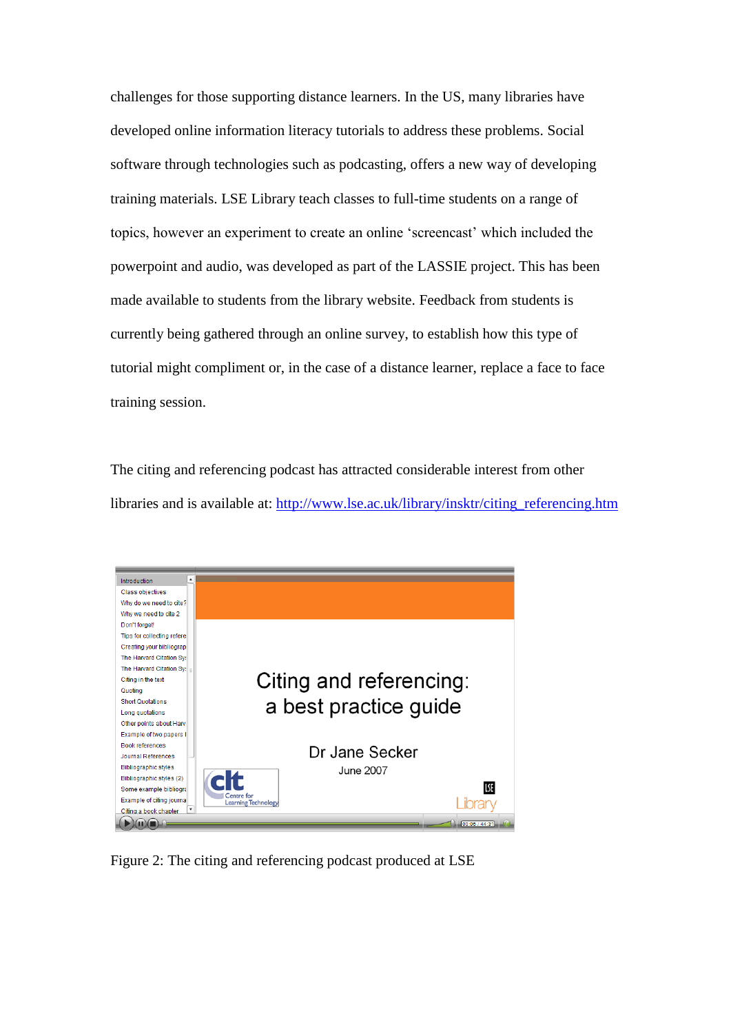challenges for those supporting distance learners. In the US, many libraries have developed online information literacy tutorials to address these problems. Social software through technologies such as podcasting, offers a new way of developing training materials. LSE Library teach classes to full-time students on a range of topics, however an experiment to create an online 'screencast' which included the powerpoint and audio, was developed as part of the LASSIE project. This has been made available to students from the library website. Feedback from students is currently being gathered through an online survey, to establish how this type of tutorial might compliment or, in the case of a distance learner, replace a face to face training session.

The citing and referencing podcast has attracted considerable interest from other libraries and is available at: [http://www.lse.ac.uk/library/insktr/citing_referencing.htm](http://www.lse.ac.uk/library/insktr/citing_referencing.htm)

Figure 2: The citing and referencing podcast produced at LSE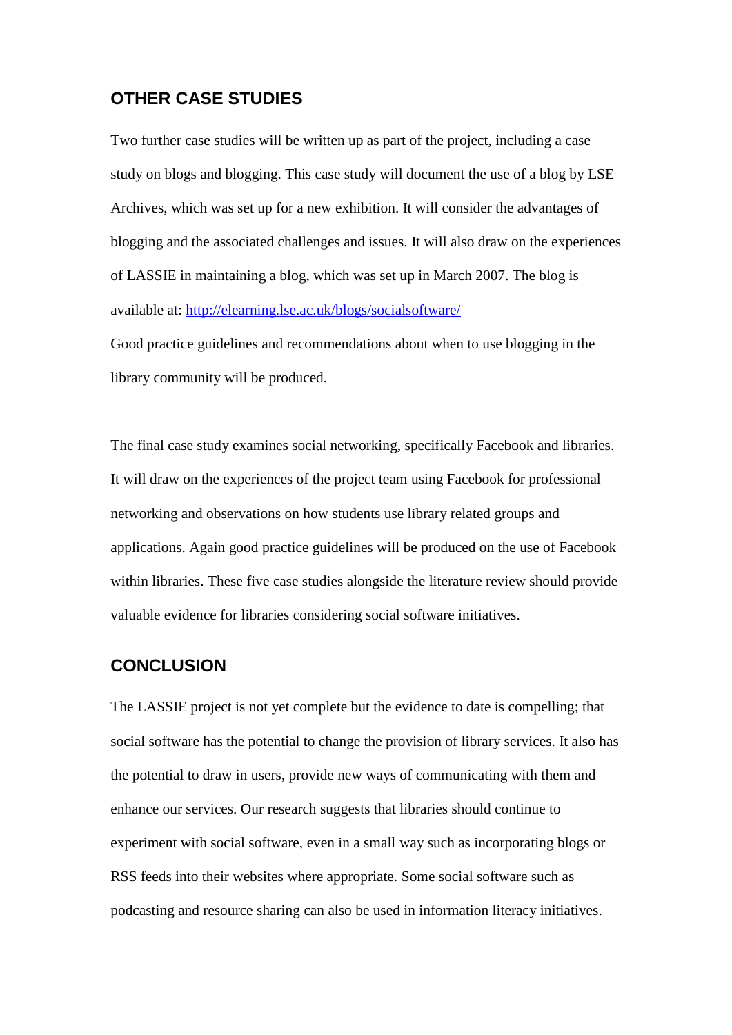## OTHER CASE STUDIES

Two further case studies will be written up as part of the project, including a case study on blogs and blogging. This case study will document the use of a blog by LSE Archives, which was set up for a new exhibition. It will consider the advantages of blogging and the associated challenges and issues. It will also draw on the experiences of LASSIE in maintaining a blog, which was set up in March 2007. The blog is available at: http://elearning.lse.ac.uk/blogs/socialsoftware/
Good practice guidelines and recommendations about when to use blogging in the library community will be produced.

The final case study examines social networking, specifically Facebook and libraries. It will draw on the experiences of the project team using Facebook for professional networking and observations on how students use library related groups and applications. Again good practice guidelines will be produced on the use of Facebook within libraries. These five case studies alongside the literature review should provide valuable evidence for libraries considering social software initiatives.

## CONCLUSION

The LASSIE project is not yet complete but the evidence to date is compelling; that social software has the potential to change the provision of library services. It also has the potential to draw in users, provide new ways of communicating with them and enhance our services. Our research suggests that libraries should continue to experiment with social software, even in a small way such as incorporating blogs or RSS feeds into their websites where appropriate. Some social software such as podcasting and resource sharing can also be used in information literacy initiatives.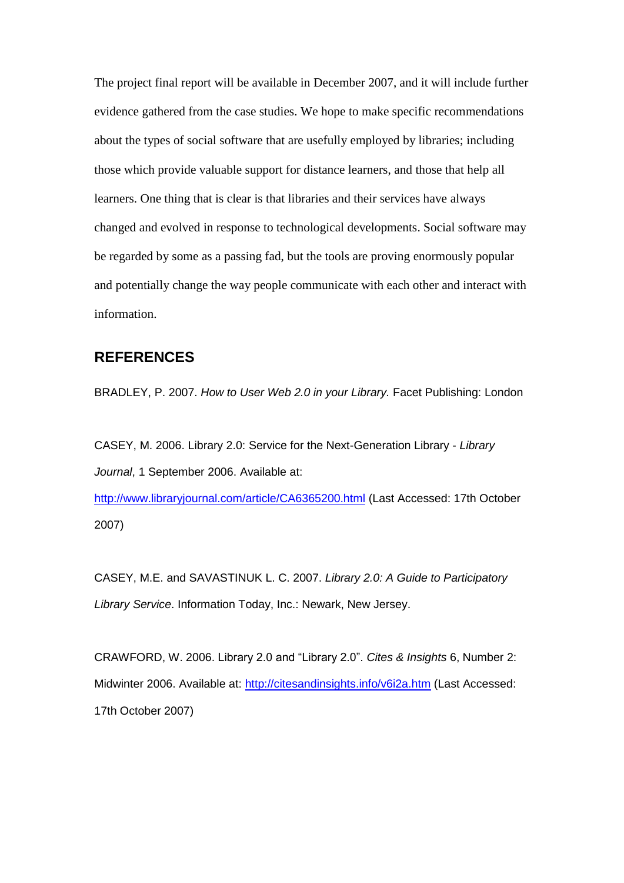The project final report will be available in December 2007, and it will include further evidence gathered from the case studies. We hope to make specific recommendations about the types of social software that are usefully employed by libraries; including those which provide valuable support for distance learners, and those that help all learners. One thing that is clear is that libraries and their services have always changed and evolved in response to technological developments. Social software may be regarded by some as a passing fad, but the tools are proving enormously popular and potentially change the way people communicate with each other and interact with information.

## REFERENCES

BRADLEY, P. 2007. *How to User Web 2.0 in your Library.* Facet Publishing: London

CASEY, M. 2006. Library 2.0: Service for the Next-Generation Library - *Library Journal*, 1 September 2006. Available at: http://www.libraryjournal.com/article/CA6365200.html (Last Accessed: 17th October 2007)

CASEY, M.E. and SAVASTINUK L. C. 2007. *Library 2.0: A Guide to Participatory Library Service*. Information Today, Inc.: Newark, New Jersey.

CRAWFORD, W. 2006. Library 2.0 and "Library 2.0". *Cites & Insights* 6, Number 2: Midwinter 2006. Available at: http://citesandinsights.info/v6i2a.htm (Last Accessed: 17th October 2007)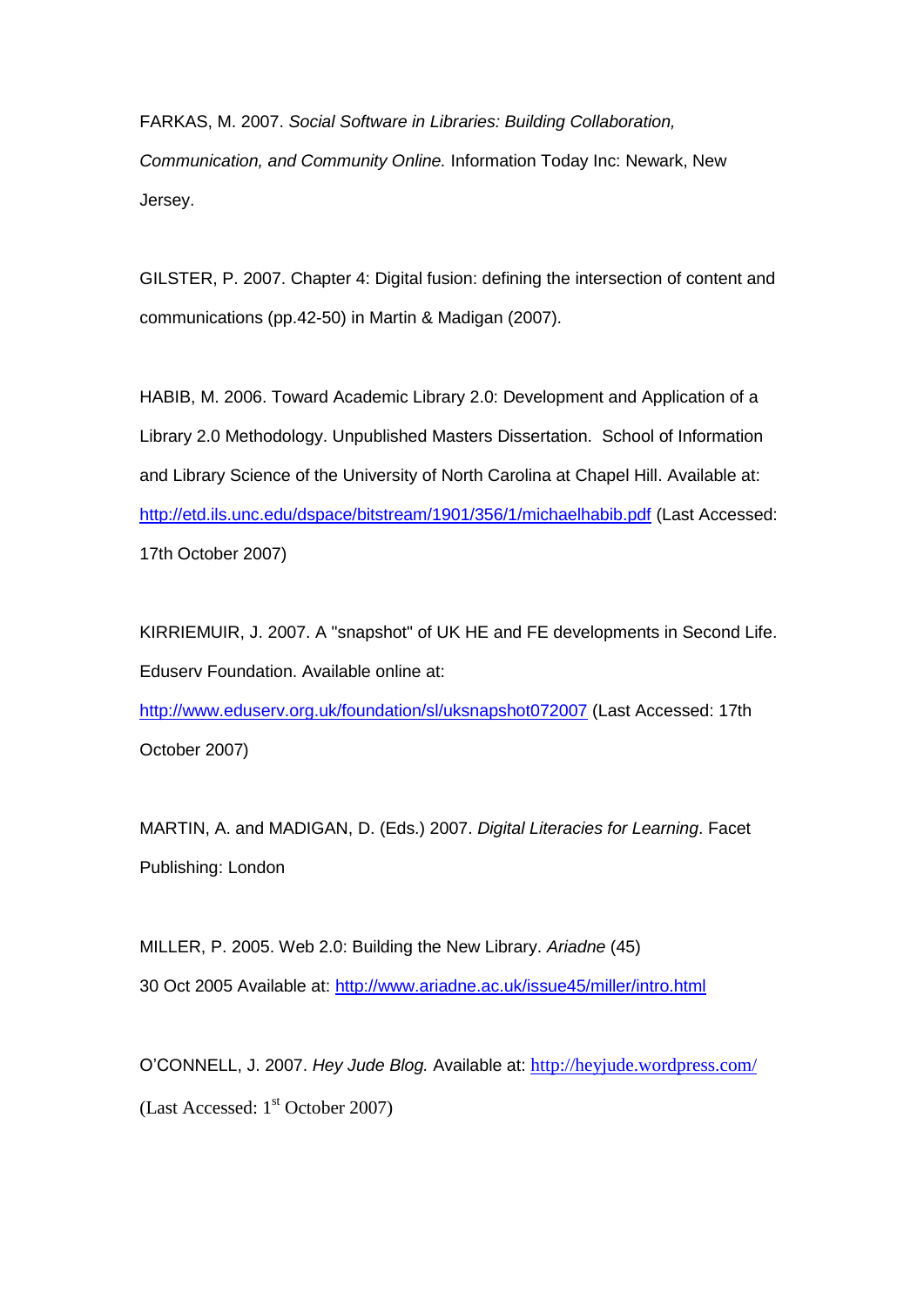FARKAS, M. 2007. *Social Software in Libraries: Building Collaboration, Communication, and Community Online.* Information Today Inc: Newark, New Jersey.

GILSTER, P. 2007. Chapter 4: Digital fusion: defining the intersection of content and communications (pp.42-50) in Martin & Madigan (2007).

HABIB, M. 2006. Toward Academic Library 2.0: Development and Application of a Library 2.0 Methodology. Unpublished Masters Dissertation. School of Information and Library Science of the University of North Carolina at Chapel Hill. Available at: http://etd.ils.unc.edu/dspace/bitstream/1901/356/1/michaelhabib.pdf (Last Accessed: 17th October 2007)

KIRRIEMUIR, J. 2007. A "snapshot" of UK HE and FE developments in Second Life. Eduserv Foundation. Available online at: http://www.eduserv.org.uk/foundation/sl/uksnapshot072007 (Last Accessed: 17th October 2007)

MARTIN, A. and MADIGAN, D. (Eds.) 2007. *Digital Literacies for Learning*. Facet Publishing: London

MILLER, P. 2005. Web 2.0: Building the New Library. *Ariadne* (45) 30 Oct 2005 Available at: http://www.ariadne.ac.uk/issue45/miller/intro.html

O'CONNELL, J. 2007. *Hey Jude Blog.* Available at: http://heyjude.wordpress.com/ (Last Accessed: 1st October 2007)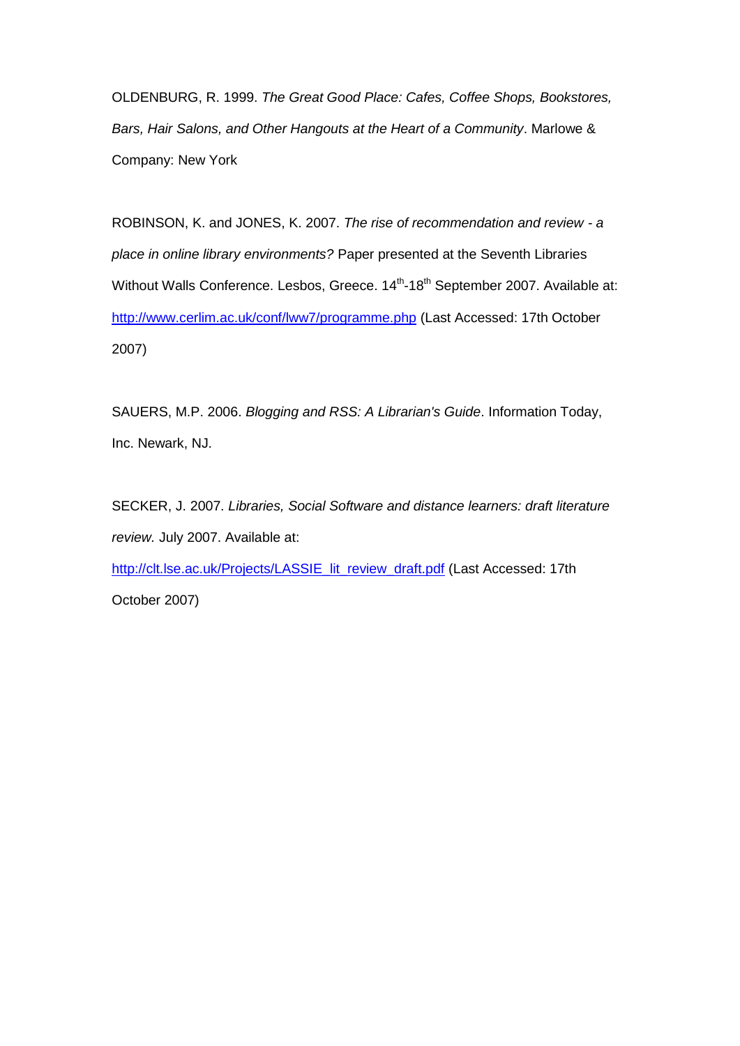OLDENBURG, R. 1999. *The Great Good Place: Cafes, Coffee Shops, Bookstores, Bars, Hair Salons, and Other Hangouts at the Heart of a Community*. Marlowe & Company: New York

ROBINSON, K. and JONES, K. 2007. *The rise of recommendation and review - a place in online library environments?* Paper presented at the Seventh Libraries Without Walls Conference. Lesbos, Greece. 14th-18th September 2007. Available at: http://www.cerlim.ac.uk/conf/lww7/programme.php (Last Accessed: 17th October 2007)

SAUERS, M.P. 2006. *Blogging and RSS: A Librarian's Guide*. Information Today, Inc. Newark, NJ.

SECKER, J. 2007. *Libraries, Social Software and distance learners: draft literature review.* July 2007. Available at: http://clt.lse.ac.uk/Projects/LASSIE_lit_review_draft.pdf (Last Accessed: 17th October 2007)